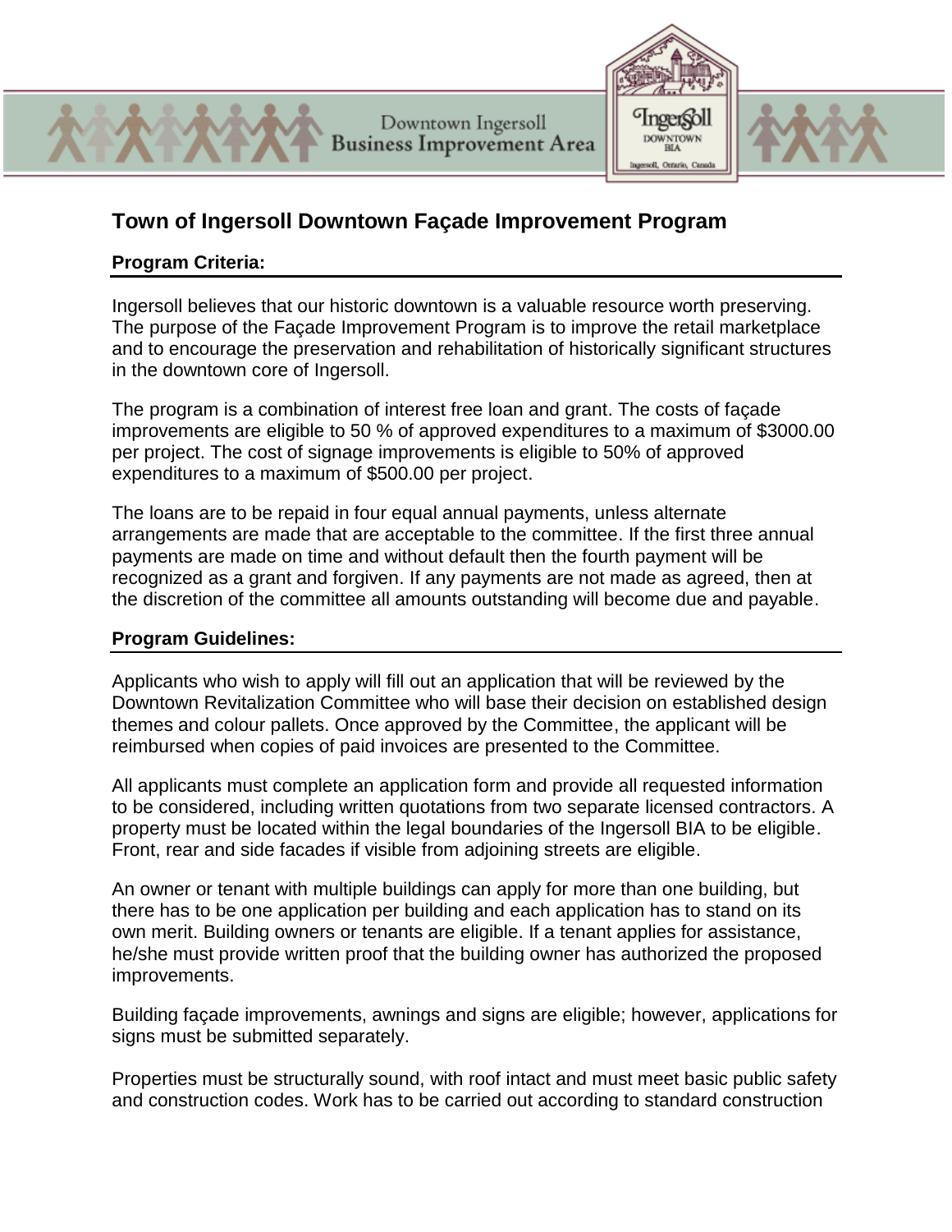Downtown Ingersoll
Business Improvement Area

Ingersoll
DOWNTOWN
BIA
Ingersoll, Ontario, Canada

# Town of Ingersoll Downtown Façade Improvement Program

## Program Criteria:

Ingersoll believes that our historic downtown is a valuable resource worth preserving. The purpose of the Façade Improvement Program is to improve the retail marketplace and to encourage the preservation and rehabilitation of historically significant structures in the downtown core of Ingersoll.

The program is a combination of interest free loan and grant. The costs of façade improvements are eligible to 50 % of approved expenditures to a maximum of $3000.00 per project. The cost of signage improvements is eligible to 50% of approved expenditures to a maximum of $500.00 per project.

The loans are to be repaid in four equal annual payments, unless alternate arrangements are made that are acceptable to the committee. If the first three annual payments are made on time and without default then the fourth payment will be recognized as a grant and forgiven. If any payments are not made as agreed, then at the discretion of the committee all amounts outstanding will become due and payable.

## Program Guidelines:

Applicants who wish to apply will fill out an application that will be reviewed by the Downtown Revitalization Committee who will base their decision on established design themes and colour pallets. Once approved by the Committee, the applicant will be reimbursed when copies of paid invoices are presented to the Committee.

All applicants must complete an application form and provide all requested information to be considered, including written quotations from two separate licensed contractors. A property must be located within the legal boundaries of the Ingersoll BIA to be eligible. Front, rear and side facades if visible from adjoining streets are eligible.

An owner or tenant with multiple buildings can apply for more than one building, but there has to be one application per building and each application has to stand on its own merit. Building owners or tenants are eligible. If a tenant applies for assistance, he/she must provide written proof that the building owner has authorized the proposed improvements.

Building façade improvements, awnings and signs are eligible; however, applications for signs must be submitted separately.

Properties must be structurally sound, with roof intact and must meet basic public safety and construction codes. Work has to be carried out according to standard construction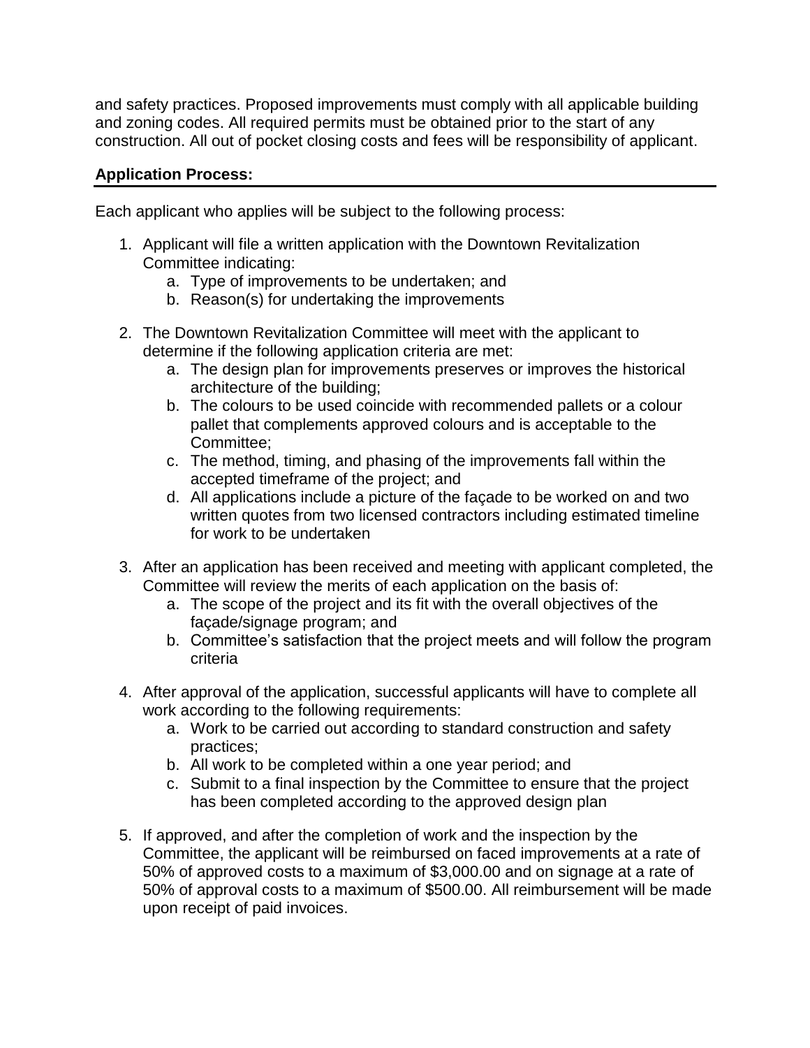and safety practices. Proposed improvements must comply with all applicable building and zoning codes. All required permits must be obtained prior to the start of any construction. All out of pocket closing costs and fees will be responsibility of applicant.

## Application Process:

Each applicant who applies will be subject to the following process:

1. Applicant will file a written application with the Downtown Revitalization Committee indicating:
    a. Type of improvements to be undertaken; and
    b. Reason(s) for undertaking the improvements

2. The Downtown Revitalization Committee will meet with the applicant to determine if the following application criteria are met:
    a. The design plan for improvements preserves or improves the historical architecture of the building;
    b. The colours to be used coincide with recommended pallets or a colour pallet that complements approved colours and is acceptable to the Committee;
    c. The method, timing, and phasing of the improvements fall within the accepted timeframe of the project; and
    d. All applications include a picture of the façade to be worked on and two written quotes from two licensed contractors including estimated timeline for work to be undertaken

3. After an application has been received and meeting with applicant completed, the Committee will review the merits of each application on the basis of:
    a. The scope of the project and its fit with the overall objectives of the façade/signage program; and
    b. Committee's satisfaction that the project meets and will follow the program criteria

4. After approval of the application, successful applicants will have to complete all work according to the following requirements:
    a. Work to be carried out according to standard construction and safety practices;
    b. All work to be completed within a one year period; and
    c. Submit to a final inspection by the Committee to ensure that the project has been completed according to the approved design plan

5. If approved, and after the completion of work and the inspection by the Committee, the applicant will be reimbursed on faced improvements at a rate of 50% of approved costs to a maximum of $3,000.00 and on signage at a rate of 50% of approval costs to a maximum of $500.00. All reimbursement will be made upon receipt of paid invoices.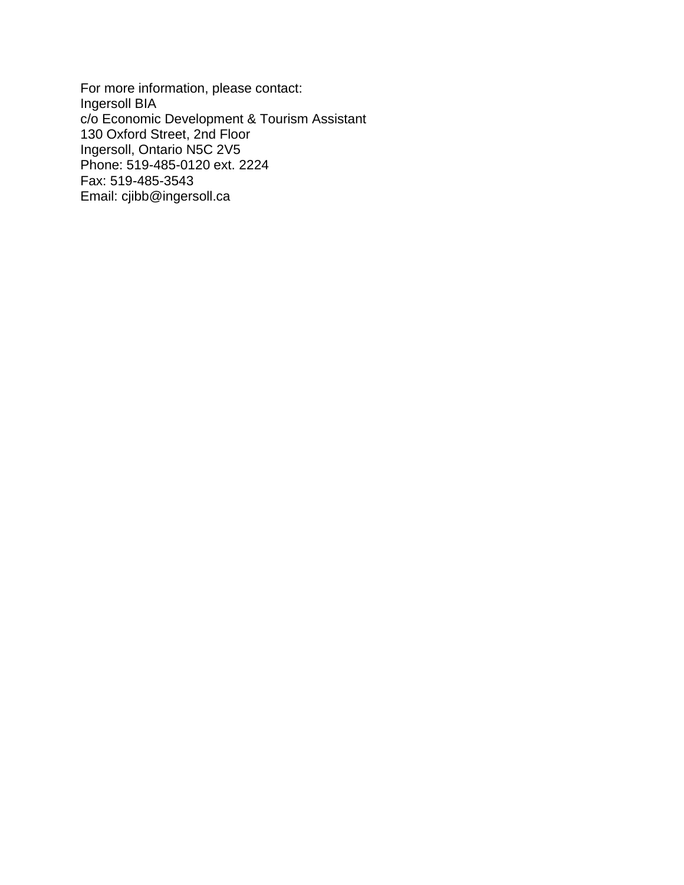For more information, please contact:
Ingersoll BIA
c/o Economic Development & Tourism Assistant
130 Oxford Street, 2nd Floor
Ingersoll, Ontario N5C 2V5
Phone: 519-485-0120 ext. 2224
Fax: 519-485-3543
Email: cjibb@ingersoll.ca